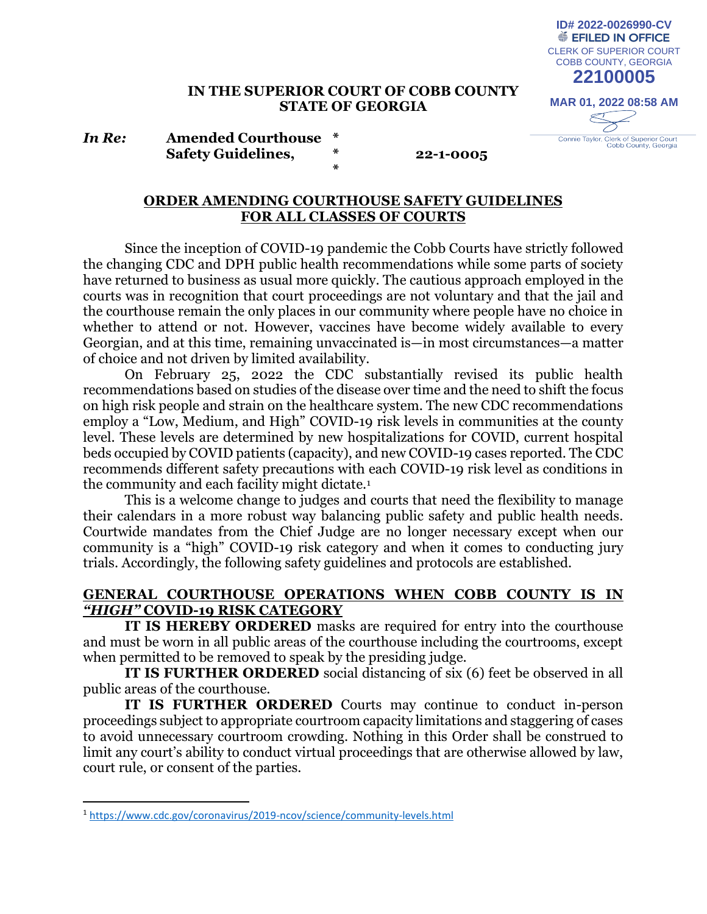ID# 2022-0026990-CV
EFILED IN OFFICE
CLERK OF SUPERIOR COURT
COBB COUNTY, GEORGIA
**22100005**
MAR 01, 2022 08:58 AM
Connie Taylor, Clerk of Superior Court
Cobb County, Georgia

**IN THE SUPERIOR COURT OF COBB COUNTY**
**STATE OF GEORGIA**

***In Re:*** **Amended Courthouse Safety Guidelines,** * * * **22-1-0005**

## ORDER AMENDING COURTHOUSE SAFETY GUIDELINES FOR ALL CLASSES OF COURTS

Since the inception of COVID-19 pandemic the Cobb Courts have strictly followed the changing CDC and DPH public health recommendations while some parts of society have returned to business as usual more quickly. The cautious approach employed in the courts was in recognition that court proceedings are not voluntary and that the jail and the courthouse remain the only places in our community where people have no choice in whether to attend or not. However, vaccines have become widely available to every Georgian, and at this time, remaining unvaccinated is—in most circumstances—a matter of choice and not driven by limited availability.

On February 25, 2022 the CDC substantially revised its public health recommendations based on studies of the disease over time and the need to shift the focus on high risk people and strain on the healthcare system. The new CDC recommendations employ a "Low, Medium, and High" COVID-19 risk levels in communities at the county level. These levels are determined by new hospitalizations for COVID, current hospital beds occupied by COVID patients (capacity), and new COVID-19 cases reported. The CDC recommends different safety precautions with each COVID-19 risk level as conditions in the community and each facility might dictate.[1]

This is a welcome change to judges and courts that need the flexibility to manage their calendars in a more robust way balancing public safety and public health needs. Courtwide mandates from the Chief Judge are no longer necessary except when our community is a "high" COVID-19 risk category and when it comes to conducting jury trials. Accordingly, the following safety guidelines and protocols are established.

### GENERAL COURTHOUSE OPERATIONS WHEN COBB COUNTY IS IN *"HIGH"* COVID-19 RISK CATEGORY

**IT IS HEREBY ORDERED** masks are required for entry into the courthouse and must be worn in all public areas of the courthouse including the courtrooms, except when permitted to be removed to speak by the presiding judge.

**IT IS FURTHER ORDERED** social distancing of six (6) feet be observed in all public areas of the courthouse.

**IT IS FURTHER ORDERED** Courts may continue to conduct in-person proceedings subject to appropriate courtroom capacity limitations and staggering of cases to avoid unnecessary courtroom crowding. Nothing in this Order shall be construed to limit any court's ability to conduct virtual proceedings that are otherwise allowed by law, court rule, or consent of the parties.

---

[1] https://www.cdc.gov/coronavirus/2019-ncov/science/community-levels.html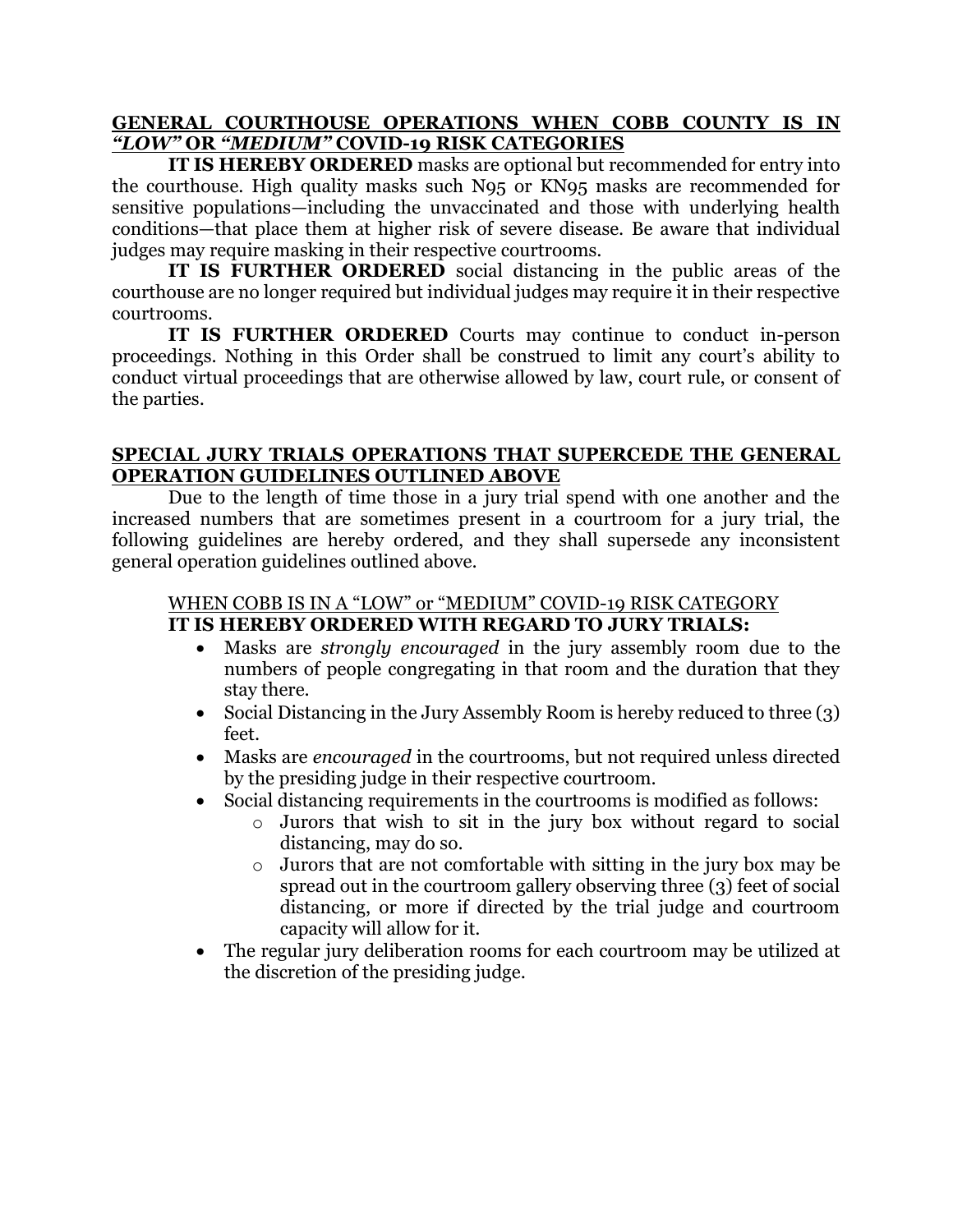## <u>GENERAL COURTHOUSE OPERATIONS WHEN COBB COUNTY IS IN *"LOW"* OR *"MEDIUM"* COVID-19 RISK CATEGORIES</u>

**IT IS HEREBY ORDERED** masks are optional but recommended for entry into the courthouse. High quality masks such N95 or KN95 masks are recommended for sensitive populations—including the unvaccinated and those with underlying health conditions—that place them at higher risk of severe disease. Be aware that individual judges may require masking in their respective courtrooms.

**IT IS FURTHER ORDERED** social distancing in the public areas of the courthouse are no longer required but individual judges may require it in their respective courtrooms.

**IT IS FURTHER ORDERED** Courts may continue to conduct in-person proceedings. Nothing in this Order shall be construed to limit any court's ability to conduct virtual proceedings that are otherwise allowed by law, court rule, or consent of the parties.

## <u>SPECIAL JURY TRIALS OPERATIONS THAT SUPERCEDE THE GENERAL OPERATION GUIDELINES OUTLINED ABOVE</u>

Due to the length of time those in a jury trial spend with one another and the increased numbers that are sometimes present in a courtroom for a jury trial, the following guidelines are hereby ordered, and they shall supersede any inconsistent general operation guidelines outlined above.

<u>WHEN COBB IS IN A "LOW" or "MEDIUM" COVID-19 RISK CATEGORY</u>
**IT IS HEREBY ORDERED WITH REGARD TO JURY TRIALS:**

- Masks are *strongly encouraged* in the jury assembly room due to the numbers of people congregating in that room and the duration that they stay there.
- Social Distancing in the Jury Assembly Room is hereby reduced to three (3) feet.
- Masks are *encouraged* in the courtrooms, but not required unless directed by the presiding judge in their respective courtroom.
- Social distancing requirements in the courtrooms is modified as follows:
    - Jurors that wish to sit in the jury box without regard to social distancing, may do so.
    - Jurors that are not comfortable with sitting in the jury box may be spread out in the courtroom gallery observing three (3) feet of social distancing, or more if directed by the trial judge and courtroom capacity will allow for it.
- The regular jury deliberation rooms for each courtroom may be utilized at the discretion of the presiding judge.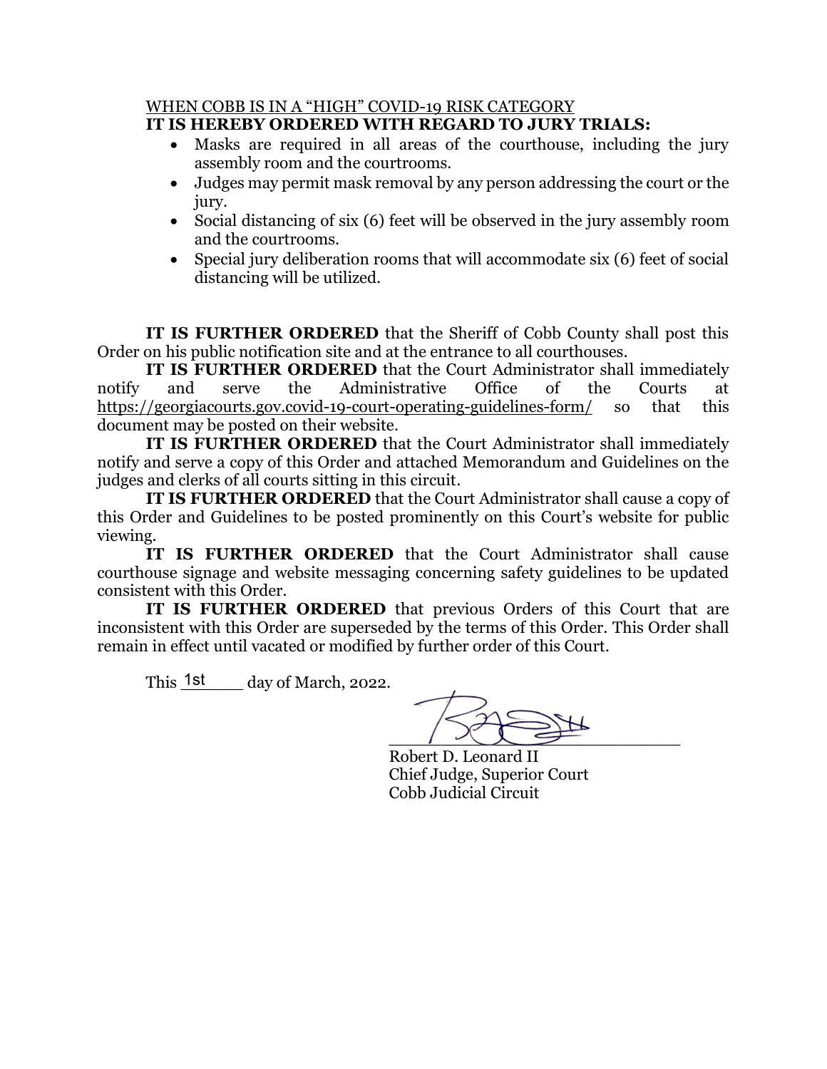<u>WHEN COBB IS IN A "HIGH" COVID-19 RISK CATEGORY</u>

**IT IS HEREBY ORDERED WITH REGARD TO JURY TRIALS:**

- Masks are required in all areas of the courthouse, including the jury assembly room and the courtrooms.
- Judges may permit mask removal by any person addressing the court or the jury.
- Social distancing of six (6) feet will be observed in the jury assembly room and the courtrooms.
- Special jury deliberation rooms that will accommodate six (6) feet of social distancing will be utilized.

**IT IS FURTHER ORDERED** that the Sheriff of Cobb County shall post this Order on his public notification site and at the entrance to all courthouses.

**IT IS FURTHER ORDERED** that the Court Administrator shall immediately notify and serve the Administrative Office of the Courts at https://georgiacourts.gov.covid-19-court-operating-guidelines-form/ so that this document may be posted on their website.

**IT IS FURTHER ORDERED** that the Court Administrator shall immediately notify and serve a copy of this Order and attached Memorandum and Guidelines on the judges and clerks of all courts sitting in this circuit.

**IT IS FURTHER ORDERED** that the Court Administrator shall cause a copy of this Order and Guidelines to be posted prominently on this Court's website for public viewing.

**IT IS FURTHER ORDERED** that the Court Administrator shall cause courthouse signage and website messaging concerning safety guidelines to be updated consistent with this Order.

**IT IS FURTHER ORDERED** that previous Orders of this Court that are inconsistent with this Order are superseded by the terms of this Order. This Order shall remain in effect until vacated or modified by further order of this Court.

This 1st day of March, 2022.

Robert D. Leonard II
Chief Judge, Superior Court
Cobb Judicial Circuit